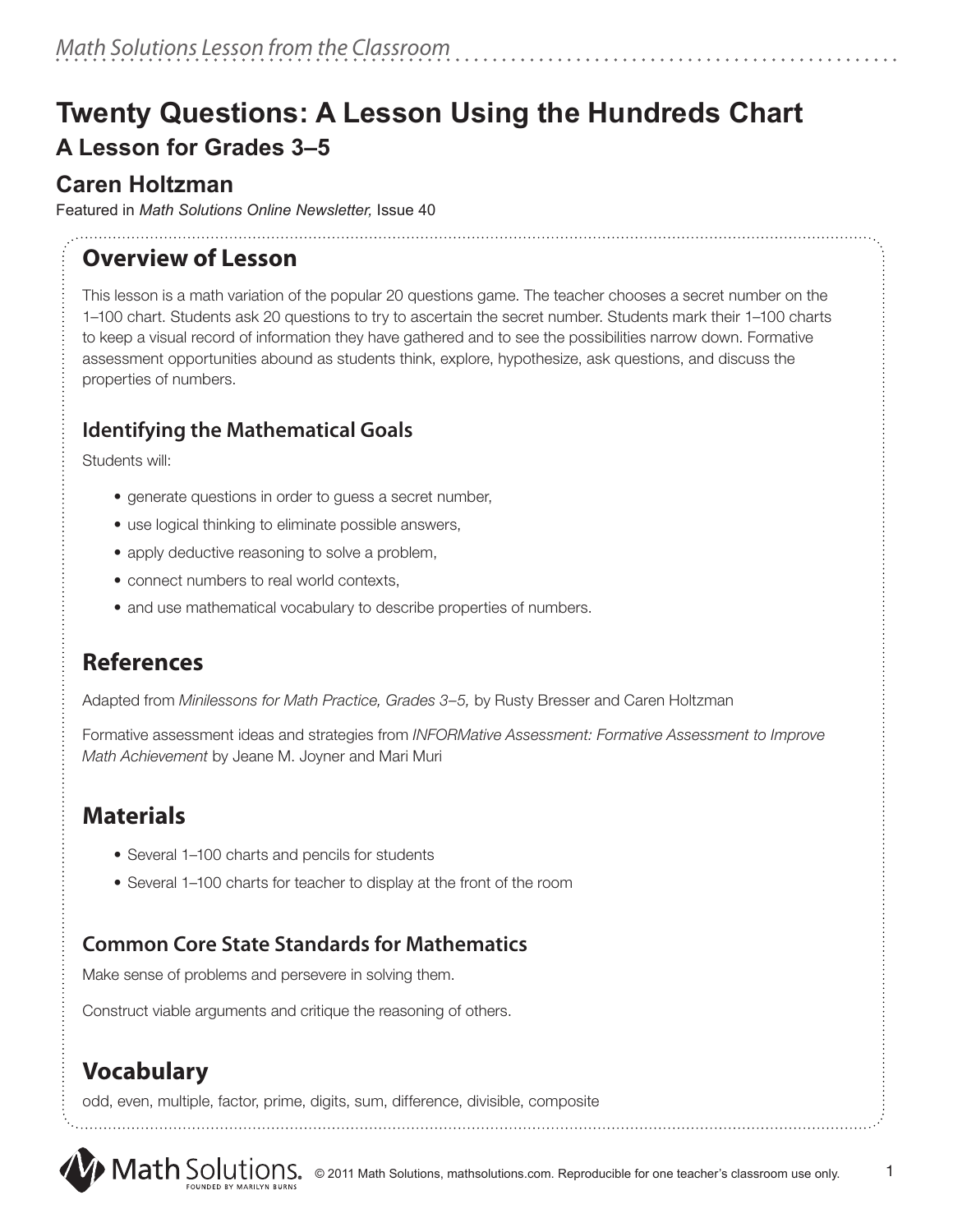# Twenty Questions: A Lesson Using the Hundreds Chart

## A Lesson for Grades 3–5

## Caren Holtzman

Featured in *Math Solutions Online Newsletter,* Issue 40

## Overview of Lesson

This lesson is a math variation of the popular 20 questions game. The teacher chooses a secret number on the 1–100 chart. Students ask 20 questions to try to ascertain the secret number. Students mark their 1–100 charts to keep a visual record of information they have gathered and to see the possibilities narrow down. Formative assessment opportunities abound as students think, explore, hypothesize, ask questions, and discuss the properties of numbers.

### Identifying the Mathematical Goals

Students will:

- generate questions in order to guess a secret number,
- use logical thinking to eliminate possible answers,
- apply deductive reasoning to solve a problem,
- connect numbers to real world contexts,
- and use mathematical vocabulary to describe properties of numbers.

## References

Adapted from *Minilessons for Math Practice, Grades 3–5,* by Rusty Bresser and Caren Holtzman

Formative assessment ideas and strategies from *INFORMative Assessment: Formative Assessment to Improve Math Achievement* by Jeane M. Joyner and Mari Muri

## Materials

- Several 1–100 charts and pencils for students
- Several 1–100 charts for teacher to display at the front of the room

### Common Core State Standards for Mathematics

Make sense of problems and persevere in solving them.

Construct viable arguments and critique the reasoning of others.

## Vocabulary

odd, even, multiple, factor, prime, digits, sum, difference, divisible, composite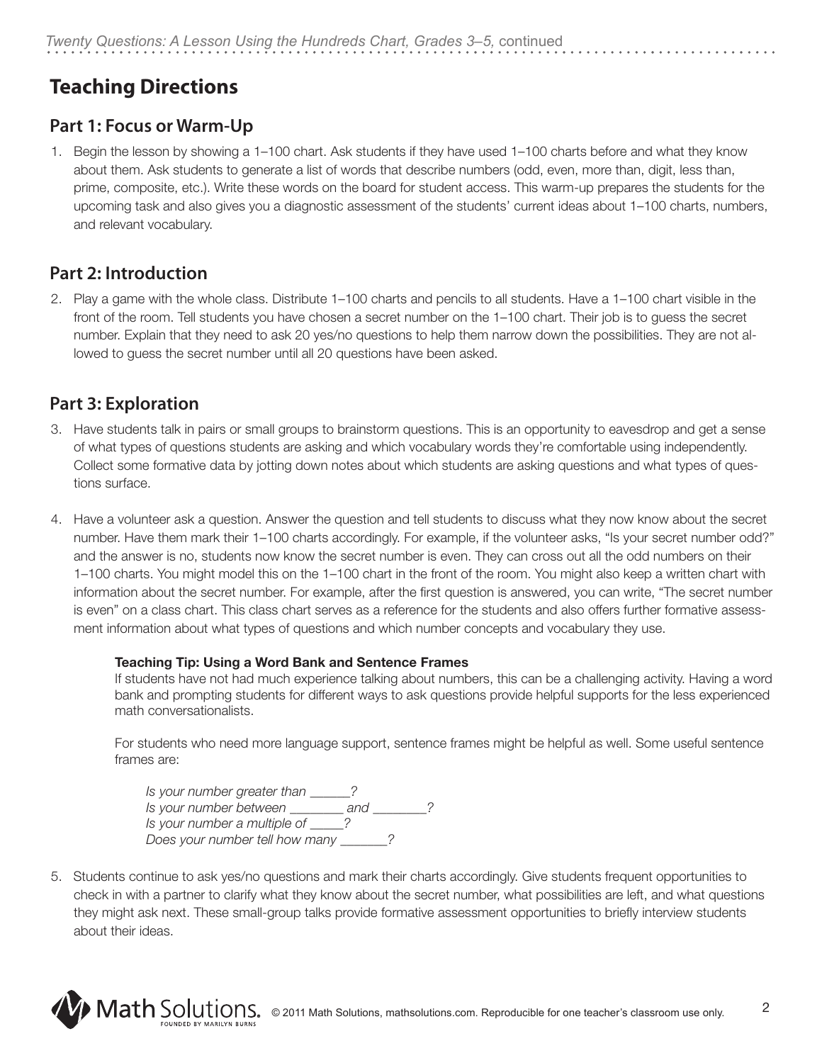# Teaching Directions

## Part 1: Focus or Warm-Up

1. Begin the lesson by showing a 1–100 chart. Ask students if they have used 1–100 charts before and what they know about them. Ask students to generate a list of words that describe numbers (odd, even, more than, digit, less than, prime, composite, etc.). Write these words on the board for student access. This warm-up prepares the students for the upcoming task and also gives you a diagnostic assessment of the students' current ideas about 1–100 charts, numbers, and relevant vocabulary.

## Part 2: Introduction

2. Play a game with the whole class. Distribute 1–100 charts and pencils to all students. Have a 1–100 chart visible in the front of the room. Tell students you have chosen a secret number on the 1–100 chart. Their job is to guess the secret number. Explain that they need to ask 20 yes/no questions to help them narrow down the possibilities. They are not allowed to guess the secret number until all 20 questions have been asked.

## Part 3: Exploration

3. Have students talk in pairs or small groups to brainstorm questions. This is an opportunity to eavesdrop and get a sense of what types of questions students are asking and which vocabulary words they're comfortable using independently. Collect some formative data by jotting down notes about which students are asking questions and what types of questions surface.

4. Have a volunteer ask a question. Answer the question and tell students to discuss what they now know about the secret number. Have them mark their 1–100 charts accordingly. For example, if the volunteer asks, "Is your secret number odd?" and the answer is no, students now know the secret number is even. They can cross out all the odd numbers on their 1–100 charts. You might model this on the 1–100 chart in the front of the room. You might also keep a written chart with information about the secret number. For example, after the first question is answered, you can write, "The secret number is even" on a class chart. This class chart serves as a reference for the students and also offers further formative assessment information about what types of questions and which number concepts and vocabulary they use.

   **Teaching Tip: Using a Word Bank and Sentence Frames**
   If students have not had much experience talking about numbers, this can be a challenging activity. Having a word bank and prompting students for different ways to ask questions provide helpful supports for the less experienced math conversationalists.

   For students who need more language support, sentence frames might be helpful as well. Some useful sentence frames are:

   *Is your number greater than ______?*
   *Is your number between ________ and ________?*
   *Is your number a multiple of _____?*
   *Does your number tell how many _______?*

5. Students continue to ask yes/no questions and mark their charts accordingly. Give students frequent opportunities to check in with a partner to clarify what they know about the secret number, what possibilities are left, and what questions they might ask next. These small-group talks provide formative assessment opportunities to briefly interview students about their ideas.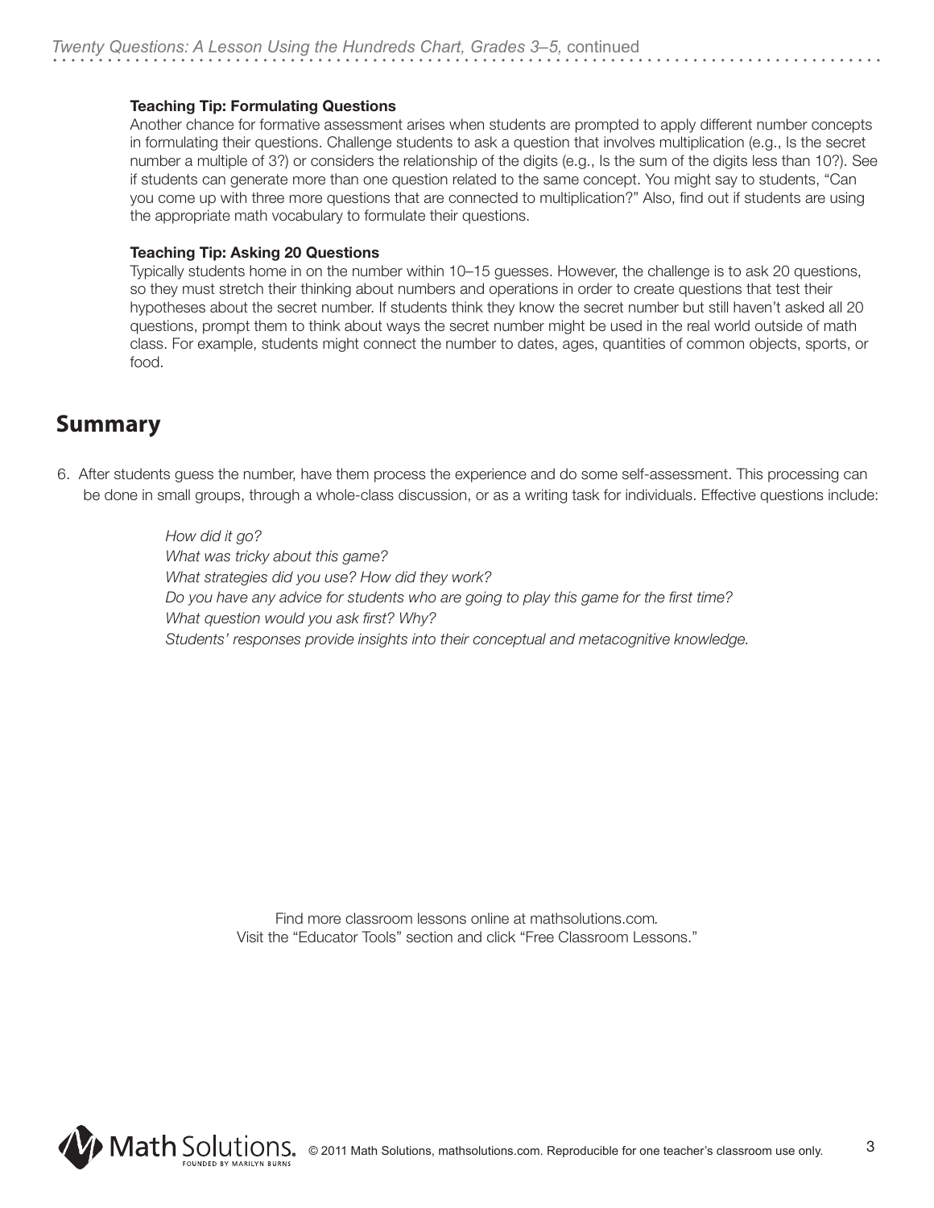**Teaching Tip: Formulating Questions**

Another chance for formative assessment arises when students are prompted to apply different number concepts in formulating their questions. Challenge students to ask a question that involves multiplication (e.g., Is the secret number a multiple of 3?) or considers the relationship of the digits (e.g., Is the sum of the digits less than 10?). See if students can generate more than one question related to the same concept. You might say to students, "Can you come up with three more questions that are connected to multiplication?" Also, find out if students are using the appropriate math vocabulary to formulate their questions.

**Teaching Tip: Asking 20 Questions**

Typically students home in on the number within 10–15 guesses. However, the challenge is to ask 20 questions, so they must stretch their thinking about numbers and operations in order to create questions that test their hypotheses about the secret number. If students think they know the secret number but still haven't asked all 20 questions, prompt them to think about ways the secret number might be used in the real world outside of math class. For example, students might connect the number to dates, ages, quantities of common objects, sports, or food.

## Summary

6. After students guess the number, have them process the experience and do some self-assessment. This processing can be done in small groups, through a whole-class discussion, or as a writing task for individuals. Effective questions include:

   *How did it go?*
   *What was tricky about this game?*
   *What strategies did you use? How did they work?*
   *Do you have any advice for students who are going to play this game for the first time?*
   *What question would you ask first? Why?*
   *Students' responses provide insights into their conceptual and metacognitive knowledge.*

Find more classroom lessons online at mathsolutions.com.
Visit the "Educator Tools" section and click "Free Classroom Lessons."

Math Solutions. FOUNDED BY MARILYN BURNS © 2011 Math Solutions, mathsolutions.com. Reproducible for one teacher's classroom use only.